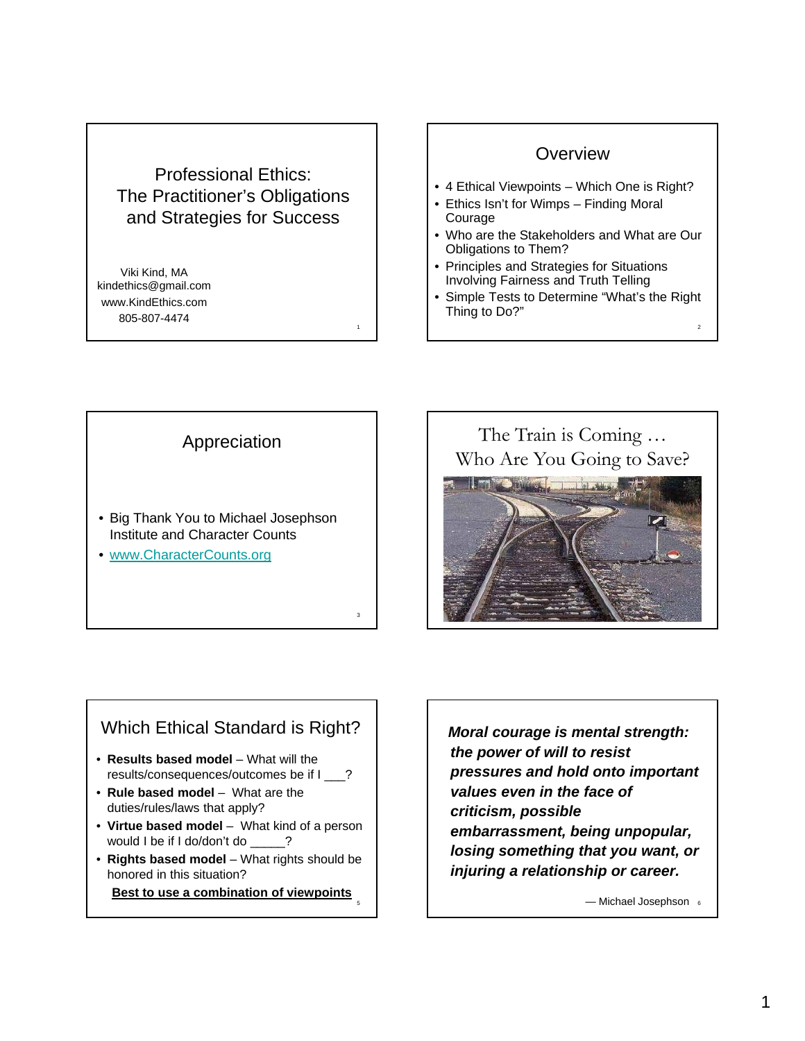# Professional Ethics: The Practitioner's Obligations and Strategies for Success

Viki Kind, MA
kindethics@gmail.com
www.KindEthics.com
805-807-4474

## Overview

- 4 Ethical Viewpoints – Which One is Right?
- Ethics Isn't for Wimps – Finding Moral Courage
- Who are the Stakeholders and What are Our Obligations to Them?
- Principles and Strategies for Situations Involving Fairness and Truth Telling
- Simple Tests to Determine "What's the Right Thing to Do?"

## Appreciation

- Big Thank You to Michael Josephson Institute and Character Counts
- www.CharacterCounts.org

## The Train is Coming … Who Are You Going to Save?

## Which Ethical Standard is Right?

- **Results based model** – What will the results/consequences/outcomes be if I ___?
- **Rule based model** – What are the duties/rules/laws that apply?
- **Virtue based model** – What kind of a person would I be if I do/don't do _____?
- **Rights based model** – What rights should be honored in this situation?

**Best to use a combination of viewpoints**

***Moral courage is mental strength: the power of will to resist pressures and hold onto important values even in the face of criticism, possible embarrassment, being unpopular, losing something that you want, or injuring a relationship or career.***

— Michael Josephson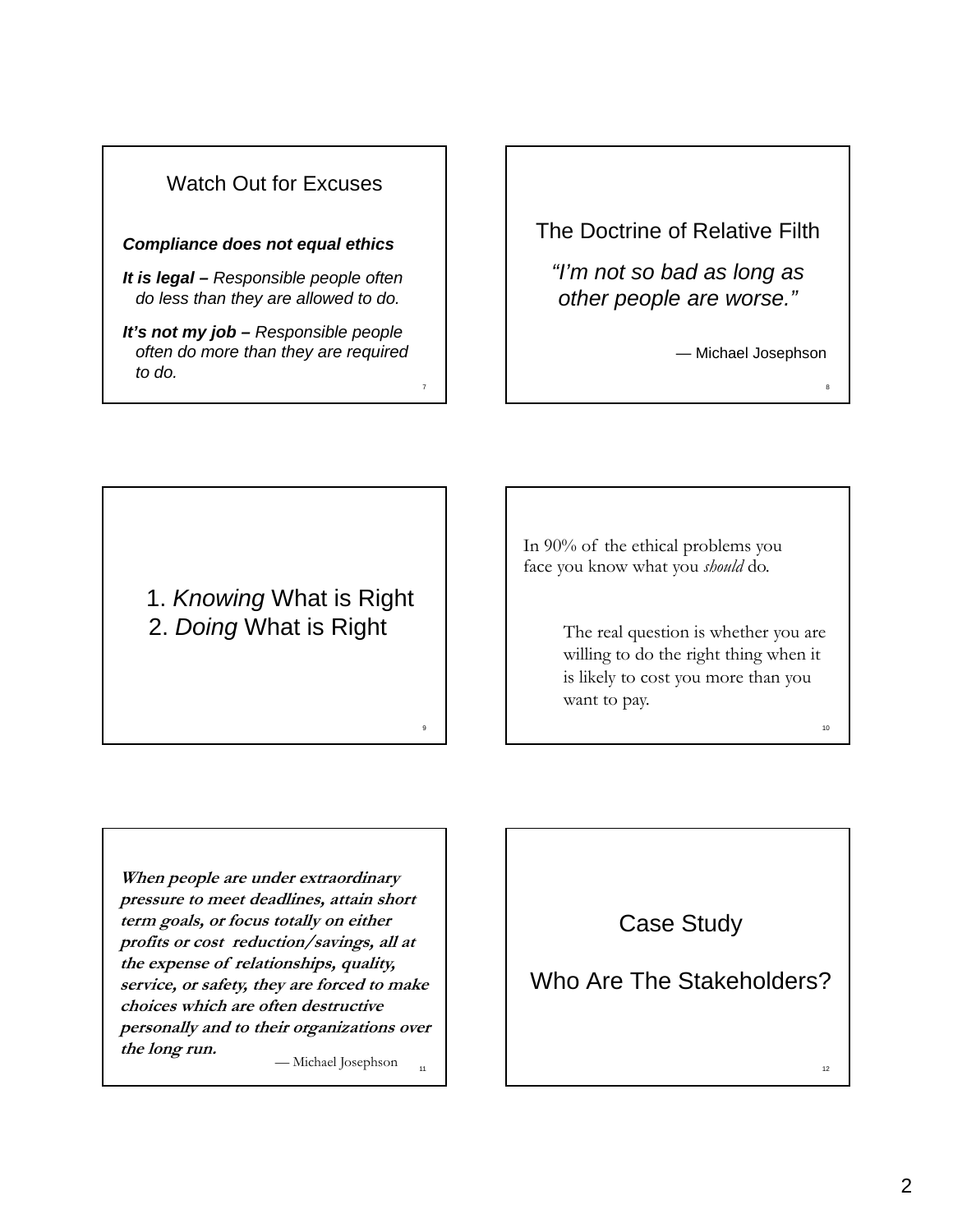## Watch Out for Excuses

***Compliance does not equal ethics***

***It is legal –*** *Responsible people often do less than they are allowed to do.*

***It's not my job –*** *Responsible people often do more than they are required to do.*

## The Doctrine of Relative Filth

*"I'm not so bad as long as other people are worse."*

— Michael Josephson

1. *Knowing* What is Right
2. *Doing* What is Right

In 90% of the ethical problems you face you know what you *should* do.

The real question is whether you are willing to do the right thing when it is likely to cost you more than you want to pay.

***When people are under extraordinary pressure to meet deadlines, attain short term goals, or focus totally on either profits or cost reduction/savings, all at the expense of relationships, quality, service, or safety, they are forced to make choices which are often destructive personally and to their organizations over the long run.***

— Michael Josephson

## Case Study

Who Are The Stakeholders?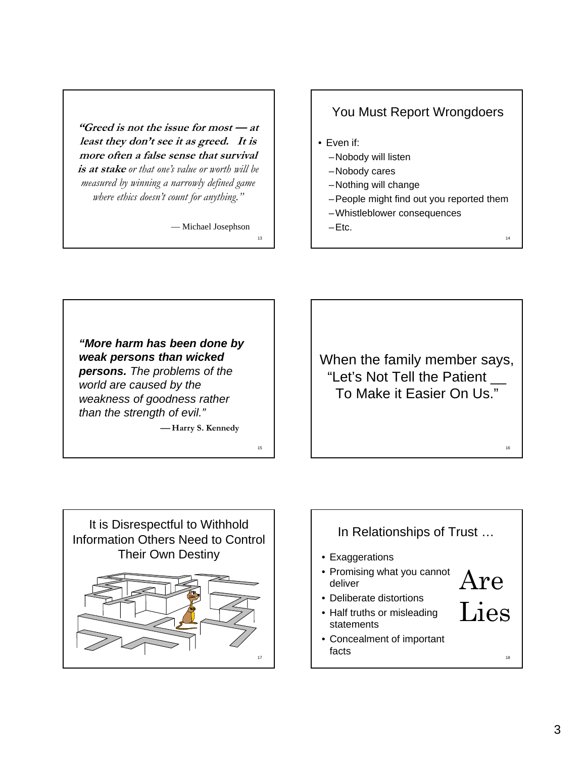***"Greed is not the issue for most — at least they don't see it as greed. It is more often a false sense that survival is at stake** or that one's value or worth will be measured by winning a narrowly defined game where ethics doesn't count for anything."*

— Michael Josephson

## You Must Report Wrongdoers

- Even if:
  - Nobody will listen
  - Nobody cares
  - Nothing will change
  - People might find out you reported them
  - Whistleblower consequences
  - Etc.

***"More harm has been done by weak persons than wicked persons.** The problems of the world are caused by the weakness of goodness rather than the strength of evil."*

**— Harry S. Kennedy**

## When the family member says, "Let's Not Tell the Patient __ To Make it Easier On Us."

## It is Disrespectful to Withhold Information Others Need to Control Their Own Destiny

## In Relationships of Trust …

- Exaggerations
- Promising what you cannot deliver
- Deliberate distortions
- Half truths or misleading statements
- Concealment of important facts

Are Lies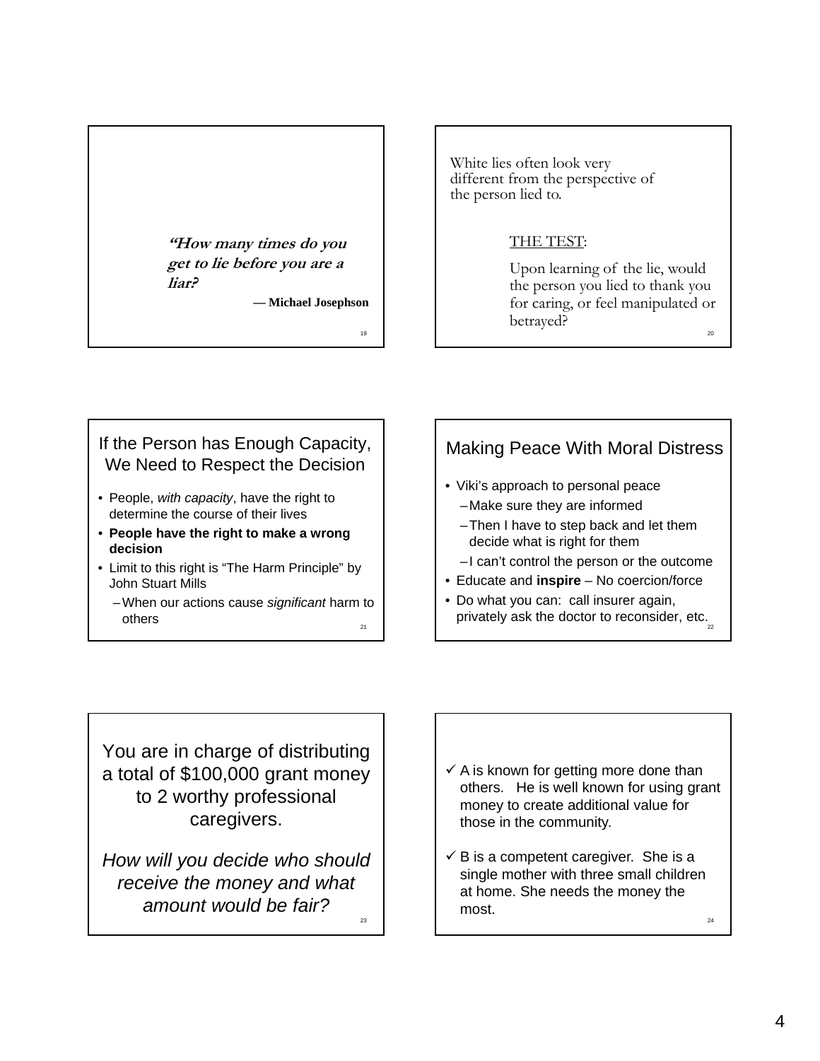*"How many times do you get to lie before you are a liar?*

**— Michael Josephson**

White lies often look very different from the perspective of the person lied to.

THE TEST:

Upon learning of the lie, would the person you lied to thank you for caring, or feel manipulated or betrayed?

## If the Person has Enough Capacity, We Need to Respect the Decision

- People, *with capacity*, have the right to determine the course of their lives
- **People have the right to make a wrong decision**
- Limit to this right is "The Harm Principle" by John Stuart Mills
  - When our actions cause *significant* harm to others

## Making Peace With Moral Distress

- Viki's approach to personal peace
  - Make sure they are informed
  - Then I have to step back and let them decide what is right for them
  - I can't control the person or the outcome
- Educate and **inspire** – No coercion/force
- Do what you can: call insurer again, privately ask the doctor to reconsider, etc.

You are in charge of distributing a total of $100,000 grant money to 2 worthy professional caregivers.

*How will you decide who should receive the money and what amount would be fair?*

- ✓ A is known for getting more done than others. He is well known for using grant money to create additional value for those in the community.
- ✓ B is a competent caregiver. She is a single mother with three small children at home. She needs the money the most.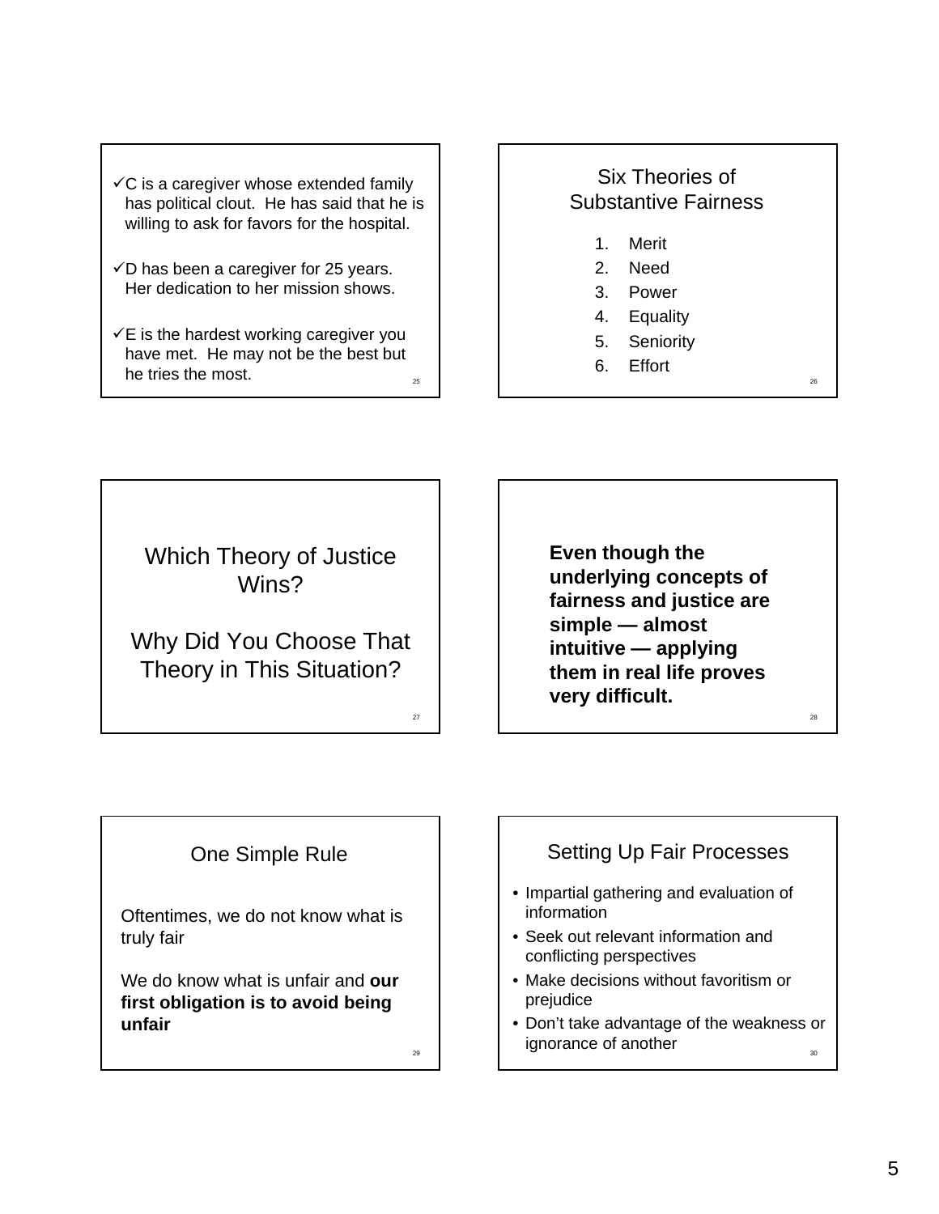- ✓ C is a caregiver whose extended family has political clout. He has said that he is willing to ask for favors for the hospital.
- ✓ D has been a caregiver for 25 years. Her dedication to her mission shows.
- ✓ E is the hardest working caregiver you have met. He may not be the best but he tries the most.

## Six Theories of Substantive Fairness

1. Merit
2. Need
3. Power
4. Equality
5. Seniority
6. Effort

## Which Theory of Justice Wins?

## Why Did You Choose That Theory in This Situation?

**Even though the underlying concepts of fairness and justice are simple — almost intuitive — applying them in real life proves very difficult.**

## One Simple Rule

Oftentimes, we do not know what is truly fair

We do know what is unfair and **our first obligation is to avoid being unfair**

## Setting Up Fair Processes

- Impartial gathering and evaluation of information
- Seek out relevant information and conflicting perspectives
- Make decisions without favoritism or prejudice
- Don't take advantage of the weakness or ignorance of another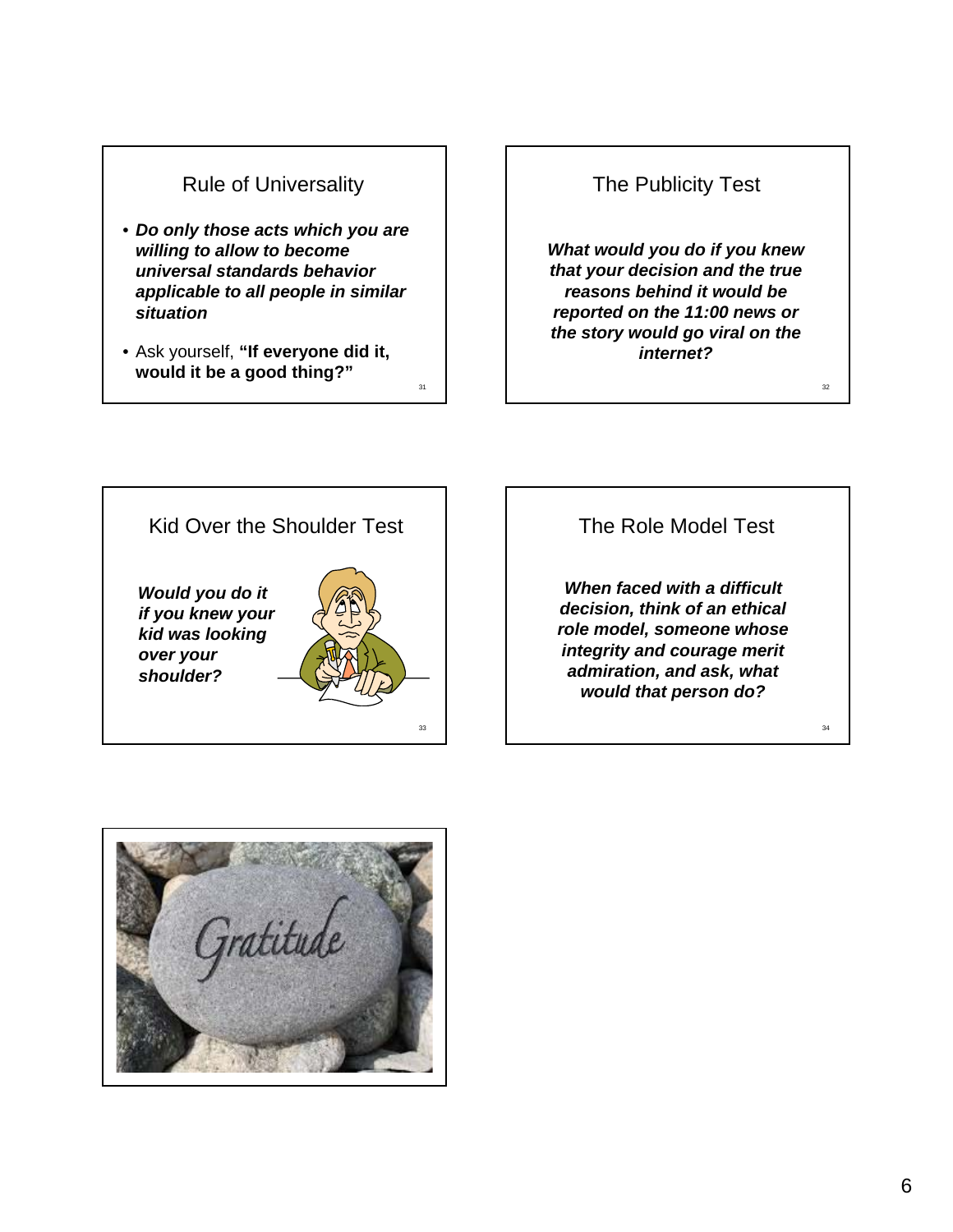## Rule of Universality

- ***Do only those acts which you are willing to allow to become universal standards behavior applicable to all people in similar situation***
- Ask yourself, **"If everyone did it, would it be a good thing?"**

## The Publicity Test

***What would you do if you knew that your decision and the true reasons behind it would be reported on the 11:00 news or the story would go viral on the internet?***

## Kid Over the Shoulder Test

***Would you do it if you knew your kid was looking over your shoulder?***

## The Role Model Test

***When faced with a difficult decision, think of an ethical role model, someone whose integrity and courage merit admiration, and ask, what would that person do?***

Gratitude